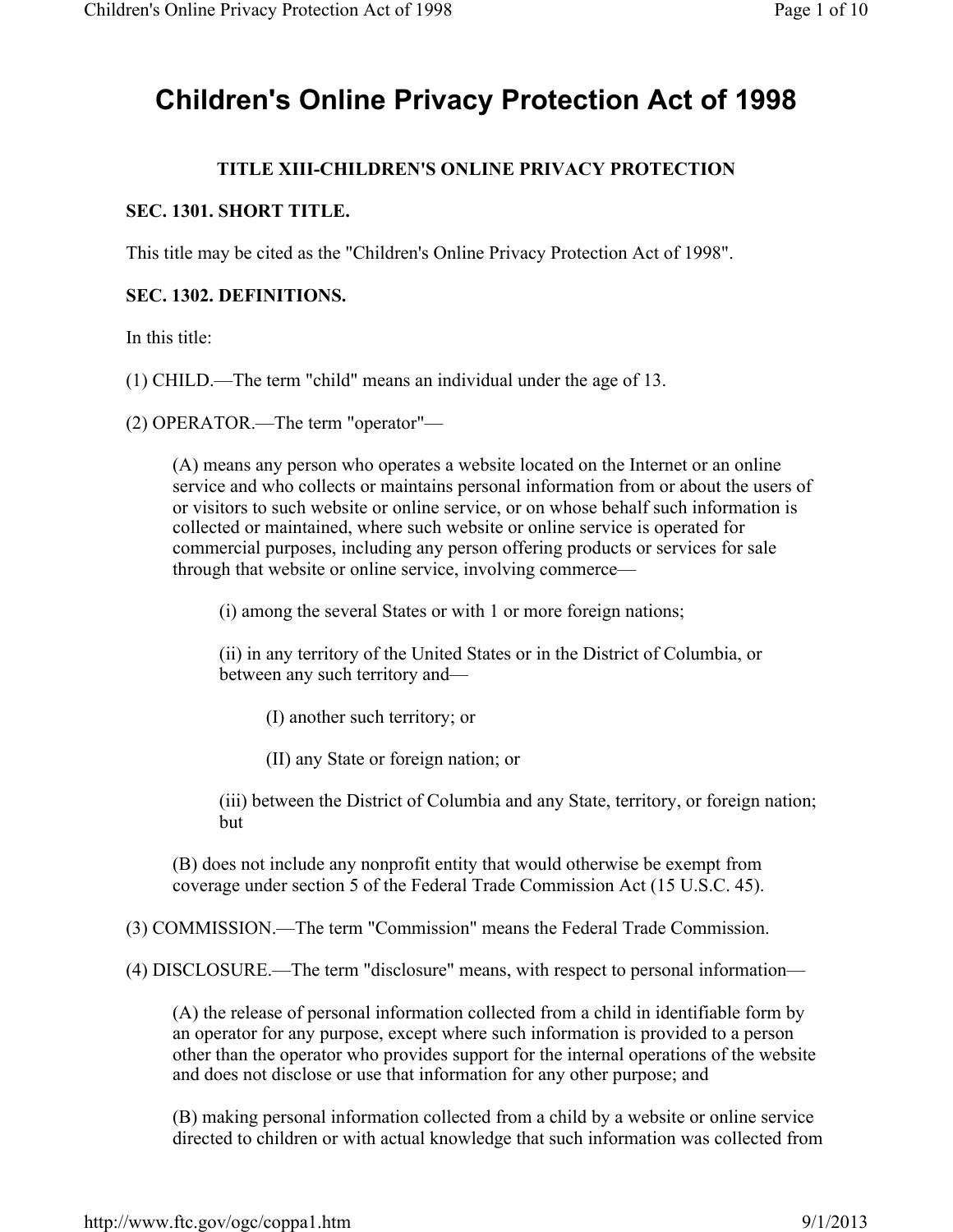# Children's Online Privacy Protection Act of 1998

### TITLE XIII-CHILDREN'S ONLINE PRIVACY PROTECTION

**SEC. 1301. SHORT TITLE.**

This title may be cited as the "Children's Online Privacy Protection Act of 1998".

**SEC. 1302. DEFINITIONS.**

In this title:

(1) CHILD.—The term "child" means an individual under the age of 13.

(2) OPERATOR.—The term "operator"—

> (A) means any person who operates a website located on the Internet or an online service and who collects or maintains personal information from or about the users of or visitors to such website or online service, or on whose behalf such information is collected or maintained, where such website or online service is operated for commercial purposes, including any person offering products or services for sale through that website or online service, involving commerce—
>
> > (i) among the several States or with 1 or more foreign nations;
> >
> > (ii) in any territory of the United States or in the District of Columbia, or between any such territory and—
> >
> > > (I) another such territory; or
> > >
> > > (II) any State or foreign nation; or
> >
> > (iii) between the District of Columbia and any State, territory, or foreign nation; but
>
> (B) does not include any nonprofit entity that would otherwise be exempt from coverage under section 5 of the Federal Trade Commission Act (15 U.S.C. 45).

(3) COMMISSION.—The term "Commission" means the Federal Trade Commission.

(4) DISCLOSURE.—The term "disclosure" means, with respect to personal information—

> (A) the release of personal information collected from a child in identifiable form by an operator for any purpose, except where such information is provided to a person other than the operator who provides support for the internal operations of the website and does not disclose or use that information for any other purpose; and
>
> (B) making personal information collected from a child by a website or online service directed to children or with actual knowledge that such information was collected from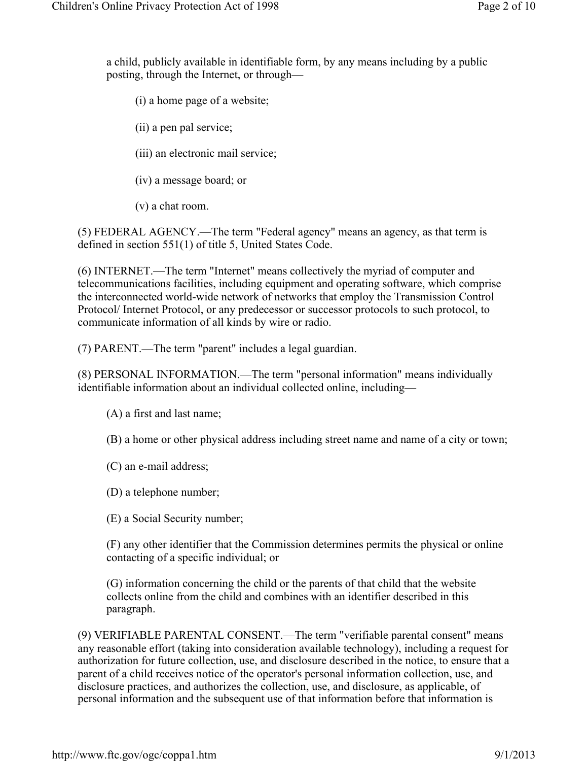a child, publicly available in identifiable form, by any means including by a public posting, through the Internet, or through—

(i) a home page of a website;

(ii) a pen pal service;

(iii) an electronic mail service;

(iv) a message board; or

(v) a chat room.

(5) FEDERAL AGENCY.—The term "Federal agency" means an agency, as that term is defined in section 551(1) of title 5, United States Code.

(6) INTERNET.—The term "Internet" means collectively the myriad of computer and telecommunications facilities, including equipment and operating software, which comprise the interconnected world-wide network of networks that employ the Transmission Control Protocol/ Internet Protocol, or any predecessor or successor protocols to such protocol, to communicate information of all kinds by wire or radio.

(7) PARENT.—The term "parent" includes a legal guardian.

(8) PERSONAL INFORMATION.—The term "personal information" means individually identifiable information about an individual collected online, including—

(A) a first and last name;

(B) a home or other physical address including street name and name of a city or town;

(C) an e-mail address;

(D) a telephone number;

(E) a Social Security number;

(F) any other identifier that the Commission determines permits the physical or online contacting of a specific individual; or

(G) information concerning the child or the parents of that child that the website collects online from the child and combines with an identifier described in this paragraph.

(9) VERIFIABLE PARENTAL CONSENT.—The term "verifiable parental consent" means any reasonable effort (taking into consideration available technology), including a request for authorization for future collection, use, and disclosure described in the notice, to ensure that a parent of a child receives notice of the operator's personal information collection, use, and disclosure practices, and authorizes the collection, use, and disclosure, as applicable, of personal information and the subsequent use of that information before that information is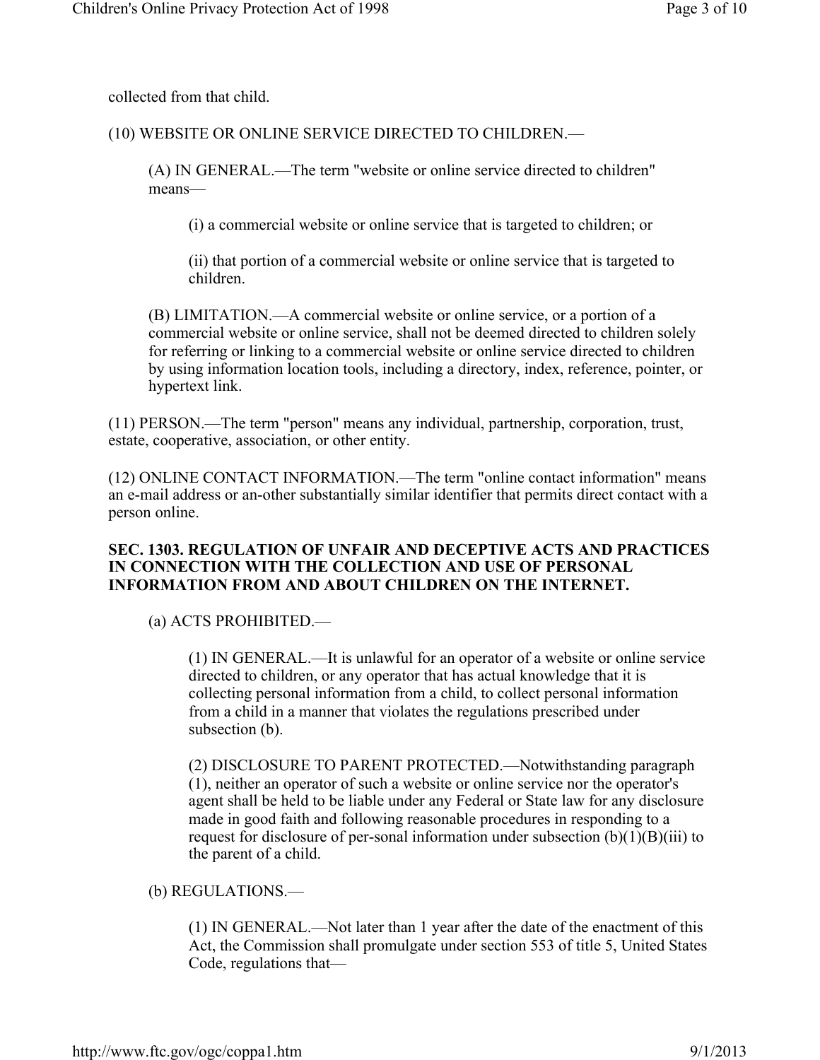collected from that child.

(10) WEBSITE OR ONLINE SERVICE DIRECTED TO CHILDREN.—

(A) IN GENERAL.—The term "website or online service directed to children" means—

(i) a commercial website or online service that is targeted to children; or

(ii) that portion of a commercial website or online service that is targeted to children.

(B) LIMITATION.—A commercial website or online service, or a portion of a commercial website or online service, shall not be deemed directed to children solely for referring or linking to a commercial website or online service directed to children by using information location tools, including a directory, index, reference, pointer, or hypertext link.

(11) PERSON.—The term "person" means any individual, partnership, corporation, trust, estate, cooperative, association, or other entity.

(12) ONLINE CONTACT INFORMATION.—The term "online contact information" means an e-mail address or an-other substantially similar identifier that permits direct contact with a person online.

**SEC. 1303. REGULATION OF UNFAIR AND DECEPTIVE ACTS AND PRACTICES IN CONNECTION WITH THE COLLECTION AND USE OF PERSONAL INFORMATION FROM AND ABOUT CHILDREN ON THE INTERNET.**

(a) ACTS PROHIBITED.—

(1) IN GENERAL.—It is unlawful for an operator of a website or online service directed to children, or any operator that has actual knowledge that it is collecting personal information from a child, to collect personal information from a child in a manner that violates the regulations prescribed under subsection (b).

(2) DISCLOSURE TO PARENT PROTECTED.—Notwithstanding paragraph (1), neither an operator of such a website or online service nor the operator's agent shall be held to be liable under any Federal or State law for any disclosure made in good faith and following reasonable procedures in responding to a request for disclosure of per-sonal information under subsection (b)(1)(B)(iii) to the parent of a child.

(b) REGULATIONS.—

(1) IN GENERAL.—Not later than 1 year after the date of the enactment of this Act, the Commission shall promulgate under section 553 of title 5, United States Code, regulations that—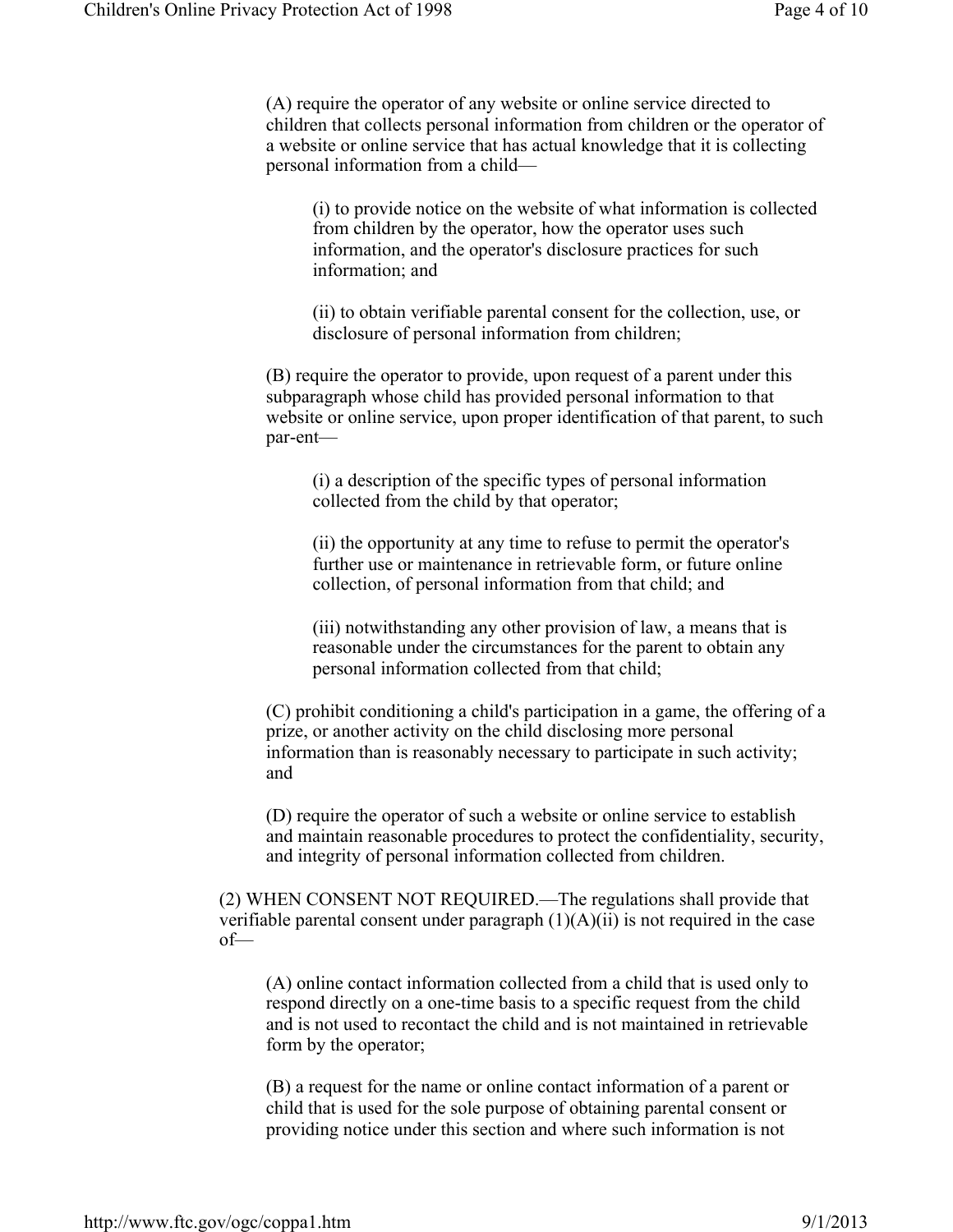(A) require the operator of any website or online service directed to children that collects personal information from children or the operator of a website or online service that has actual knowledge that it is collecting personal information from a child—

(i) to provide notice on the website of what information is collected from children by the operator, how the operator uses such information, and the operator's disclosure practices for such information; and

(ii) to obtain verifiable parental consent for the collection, use, or disclosure of personal information from children;

(B) require the operator to provide, upon request of a parent under this subparagraph whose child has provided personal information to that website or online service, upon proper identification of that parent, to such par-ent—

(i) a description of the specific types of personal information collected from the child by that operator;

(ii) the opportunity at any time to refuse to permit the operator's further use or maintenance in retrievable form, or future online collection, of personal information from that child; and

(iii) notwithstanding any other provision of law, a means that is reasonable under the circumstances for the parent to obtain any personal information collected from that child;

(C) prohibit conditioning a child's participation in a game, the offering of a prize, or another activity on the child disclosing more personal information than is reasonably necessary to participate in such activity; and

(D) require the operator of such a website or online service to establish and maintain reasonable procedures to protect the confidentiality, security, and integrity of personal information collected from children.

(2) WHEN CONSENT NOT REQUIRED.—The regulations shall provide that verifiable parental consent under paragraph (1)(A)(ii) is not required in the case of—

(A) online contact information collected from a child that is used only to respond directly on a one-time basis to a specific request from the child and is not used to recontact the child and is not maintained in retrievable form by the operator;

(B) a request for the name or online contact information of a parent or child that is used for the sole purpose of obtaining parental consent or providing notice under this section and where such information is not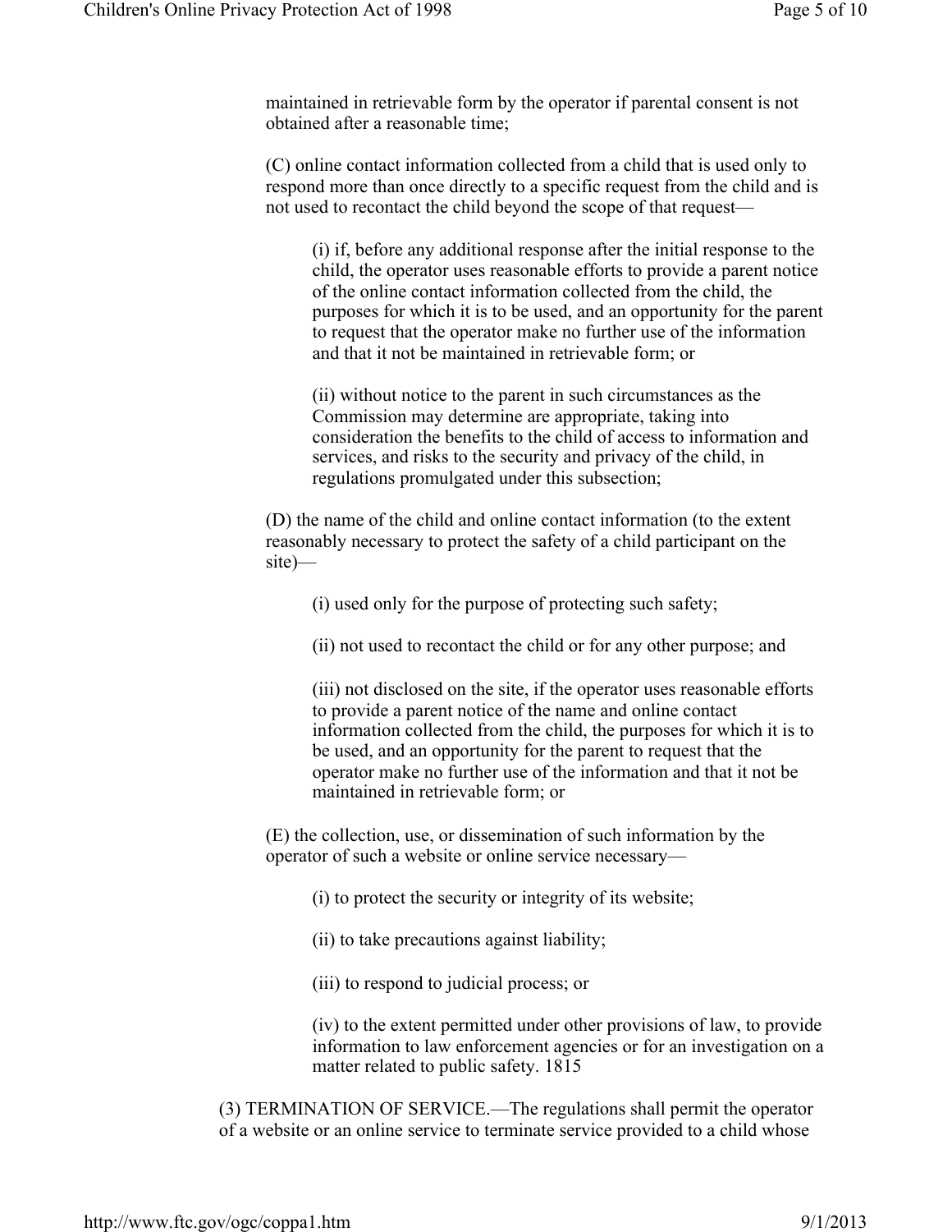maintained in retrievable form by the operator if parental consent is not obtained after a reasonable time;

(C) online contact information collected from a child that is used only to respond more than once directly to a specific request from the child and is not used to recontact the child beyond the scope of that request—

(i) if, before any additional response after the initial response to the child, the operator uses reasonable efforts to provide a parent notice of the online contact information collected from the child, the purposes for which it is to be used, and an opportunity for the parent to request that the operator make no further use of the information and that it not be maintained in retrievable form; or

(ii) without notice to the parent in such circumstances as the Commission may determine are appropriate, taking into consideration the benefits to the child of access to information and services, and risks to the security and privacy of the child, in regulations promulgated under this subsection;

(D) the name of the child and online contact information (to the extent reasonably necessary to protect the safety of a child participant on the site)—

(i) used only for the purpose of protecting such safety;

(ii) not used to recontact the child or for any other purpose; and

(iii) not disclosed on the site, if the operator uses reasonable efforts to provide a parent notice of the name and online contact information collected from the child, the purposes for which it is to be used, and an opportunity for the parent to request that the operator make no further use of the information and that it not be maintained in retrievable form; or

(E) the collection, use, or dissemination of such information by the operator of such a website or online service necessary—

(i) to protect the security or integrity of its website;

(ii) to take precautions against liability;

(iii) to respond to judicial process; or

(iv) to the extent permitted under other provisions of law, to provide information to law enforcement agencies or for an investigation on a matter related to public safety. 1815

(3) TERMINATION OF SERVICE.—The regulations shall permit the operator of a website or an online service to terminate service provided to a child whose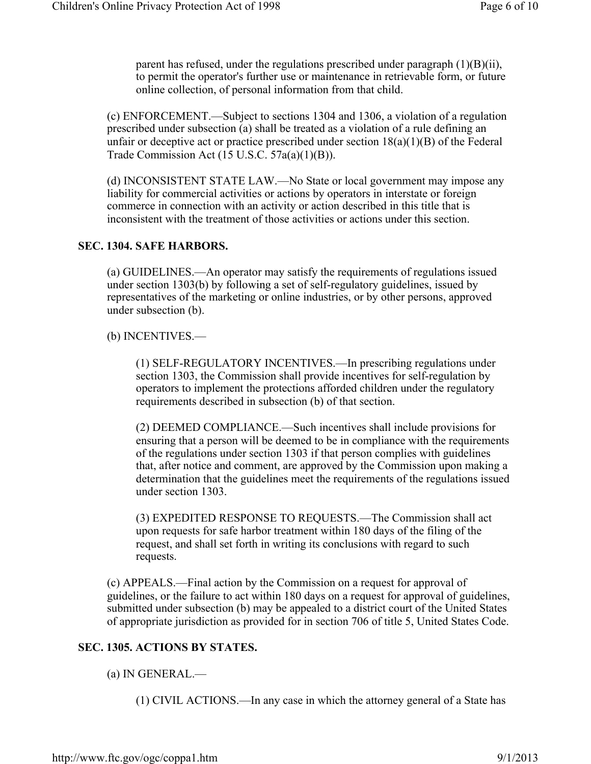parent has refused, under the regulations prescribed under paragraph (1)(B)(ii), to permit the operator's further use or maintenance in retrievable form, or future online collection, of personal information from that child.

(c) ENFORCEMENT.—Subject to sections 1304 and 1306, a violation of a regulation prescribed under subsection (a) shall be treated as a violation of a rule defining an unfair or deceptive act or practice prescribed under section 18(a)(1)(B) of the Federal Trade Commission Act (15 U.S.C. 57a(a)(1)(B)).

(d) INCONSISTENT STATE LAW.—No State or local government may impose any liability for commercial activities or actions by operators in interstate or foreign commerce in connection with an activity or action described in this title that is inconsistent with the treatment of those activities or actions under this section.

## SEC. 1304. SAFE HARBORS.

(a) GUIDELINES.—An operator may satisfy the requirements of regulations issued under section 1303(b) by following a set of self-regulatory guidelines, issued by representatives of the marketing or online industries, or by other persons, approved under subsection (b).

(b) INCENTIVES.—

(1) SELF-REGULATORY INCENTIVES.—In prescribing regulations under section 1303, the Commission shall provide incentives for self-regulation by operators to implement the protections afforded children under the regulatory requirements described in subsection (b) of that section.

(2) DEEMED COMPLIANCE.—Such incentives shall include provisions for ensuring that a person will be deemed to be in compliance with the requirements of the regulations under section 1303 if that person complies with guidelines that, after notice and comment, are approved by the Commission upon making a determination that the guidelines meet the requirements of the regulations issued under section 1303.

(3) EXPEDITED RESPONSE TO REQUESTS.—The Commission shall act upon requests for safe harbor treatment within 180 days of the filing of the request, and shall set forth in writing its conclusions with regard to such requests.

(c) APPEALS.—Final action by the Commission on a request for approval of guidelines, or the failure to act within 180 days on a request for approval of guidelines, submitted under subsection (b) may be appealed to a district court of the United States of appropriate jurisdiction as provided for in section 706 of title 5, United States Code.

## SEC. 1305. ACTIONS BY STATES.

(a) IN GENERAL.—

(1) CIVIL ACTIONS.—In any case in which the attorney general of a State has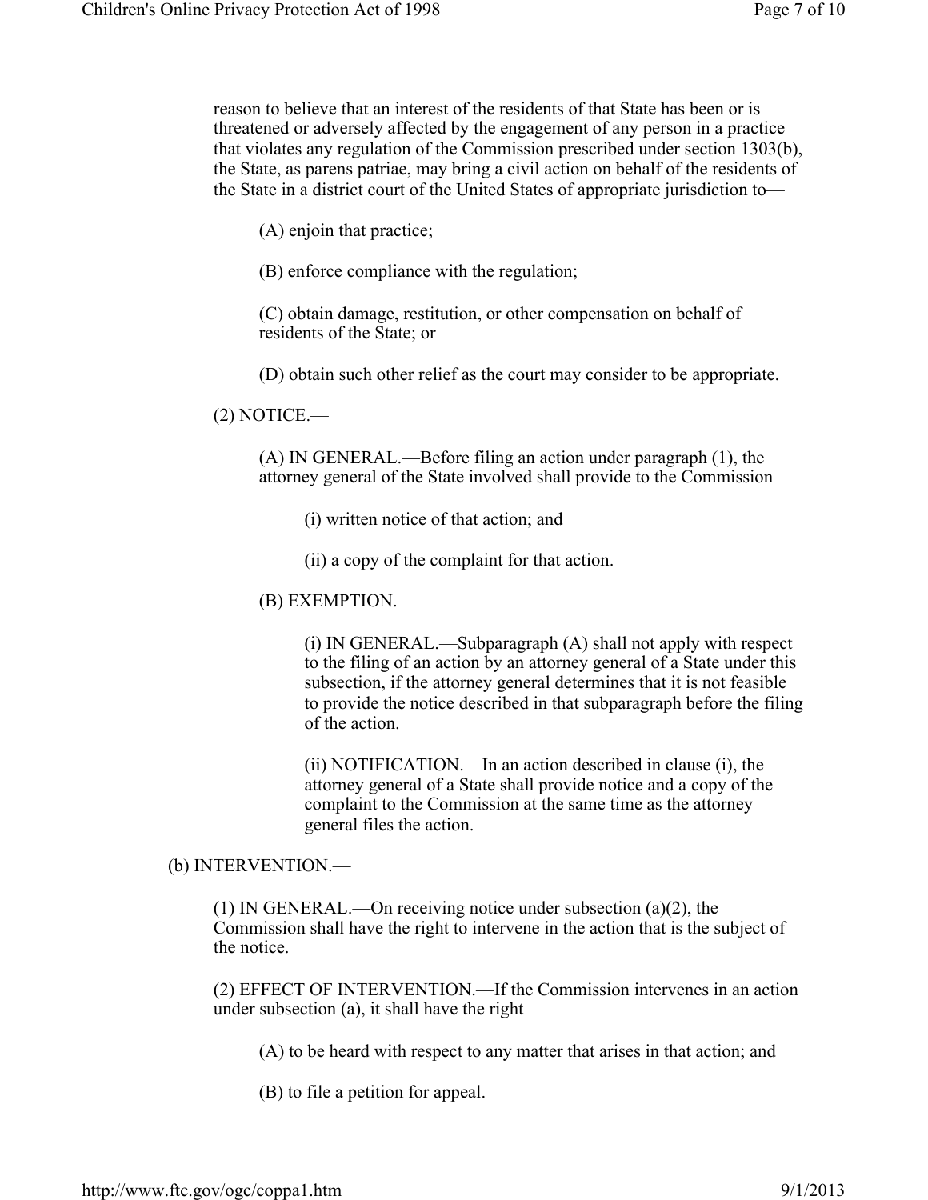reason to believe that an interest of the residents of that State has been or is threatened or adversely affected by the engagement of any person in a practice that violates any regulation of the Commission prescribed under section 1303(b), the State, as parens patriae, may bring a civil action on behalf of the residents of the State in a district court of the United States of appropriate jurisdiction to—

(A) enjoin that practice;

(B) enforce compliance with the regulation;

(C) obtain damage, restitution, or other compensation on behalf of residents of the State; or

(D) obtain such other relief as the court may consider to be appropriate.

(2) NOTICE.—

(A) IN GENERAL.—Before filing an action under paragraph (1), the attorney general of the State involved shall provide to the Commission—

(i) written notice of that action; and

(ii) a copy of the complaint for that action.

(B) EXEMPTION.—

(i) IN GENERAL.—Subparagraph (A) shall not apply with respect to the filing of an action by an attorney general of a State under this subsection, if the attorney general determines that it is not feasible to provide the notice described in that subparagraph before the filing of the action.

(ii) NOTIFICATION.—In an action described in clause (i), the attorney general of a State shall provide notice and a copy of the complaint to the Commission at the same time as the attorney general files the action.

(b) INTERVENTION.—

(1) IN GENERAL.—On receiving notice under subsection (a)(2), the Commission shall have the right to intervene in the action that is the subject of the notice.

(2) EFFECT OF INTERVENTION.—If the Commission intervenes in an action under subsection (a), it shall have the right—

(A) to be heard with respect to any matter that arises in that action; and

(B) to file a petition for appeal.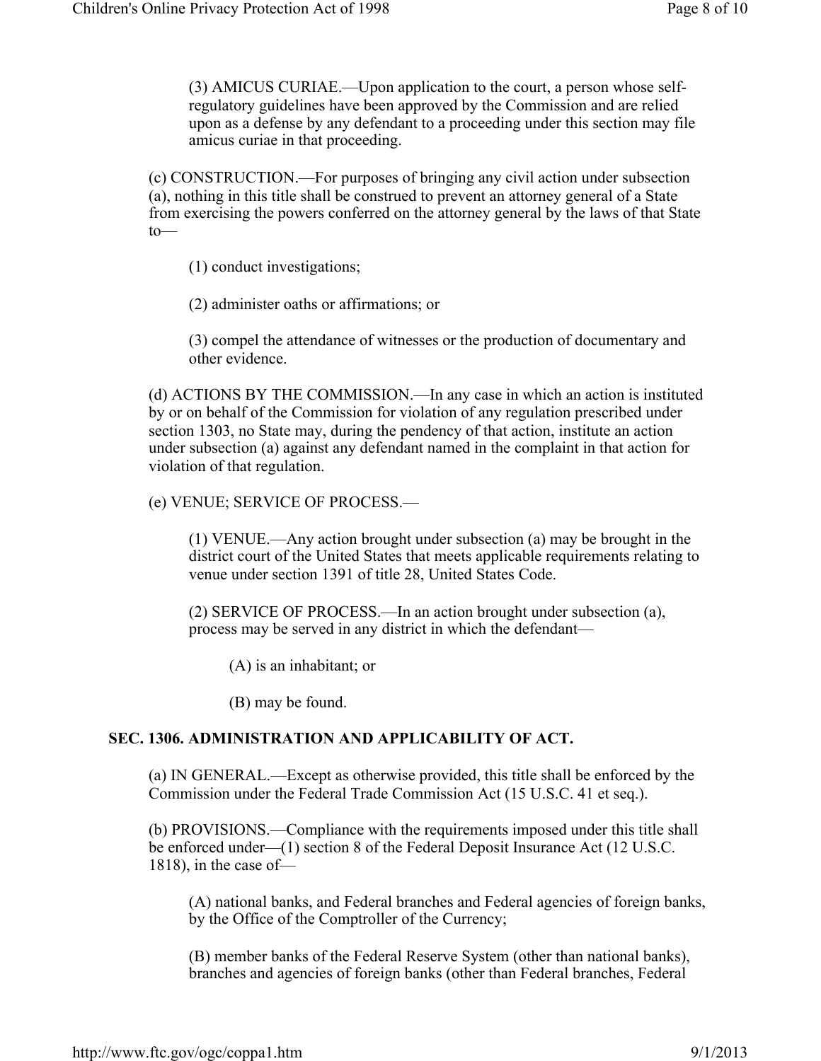(3) AMICUS CURIAE.—Upon application to the court, a person whose self-regulatory guidelines have been approved by the Commission and are relied upon as a defense by any defendant to a proceeding under this section may file amicus curiae in that proceeding.

(c) CONSTRUCTION.—For purposes of bringing any civil action under subsection (a), nothing in this title shall be construed to prevent an attorney general of a State from exercising the powers conferred on the attorney general by the laws of that State to—

(1) conduct investigations;

(2) administer oaths or affirmations; or

(3) compel the attendance of witnesses or the production of documentary and other evidence.

(d) ACTIONS BY THE COMMISSION.—In any case in which an action is instituted by or on behalf of the Commission for violation of any regulation prescribed under section 1303, no State may, during the pendency of that action, institute an action under subsection (a) against any defendant named in the complaint in that action for violation of that regulation.

(e) VENUE; SERVICE OF PROCESS.—

(1) VENUE.—Any action brought under subsection (a) may be brought in the district court of the United States that meets applicable requirements relating to venue under section 1391 of title 28, United States Code.

(2) SERVICE OF PROCESS.—In an action brought under subsection (a), process may be served in any district in which the defendant—

(A) is an inhabitant; or

(B) may be found.

## SEC. 1306. ADMINISTRATION AND APPLICABILITY OF ACT.

(a) IN GENERAL.—Except as otherwise provided, this title shall be enforced by the Commission under the Federal Trade Commission Act (15 U.S.C. 41 et seq.).

(b) PROVISIONS.—Compliance with the requirements imposed under this title shall be enforced under—(1) section 8 of the Federal Deposit Insurance Act (12 U.S.C. 1818), in the case of—

(A) national banks, and Federal branches and Federal agencies of foreign banks, by the Office of the Comptroller of the Currency;

(B) member banks of the Federal Reserve System (other than national banks), branches and agencies of foreign banks (other than Federal branches, Federal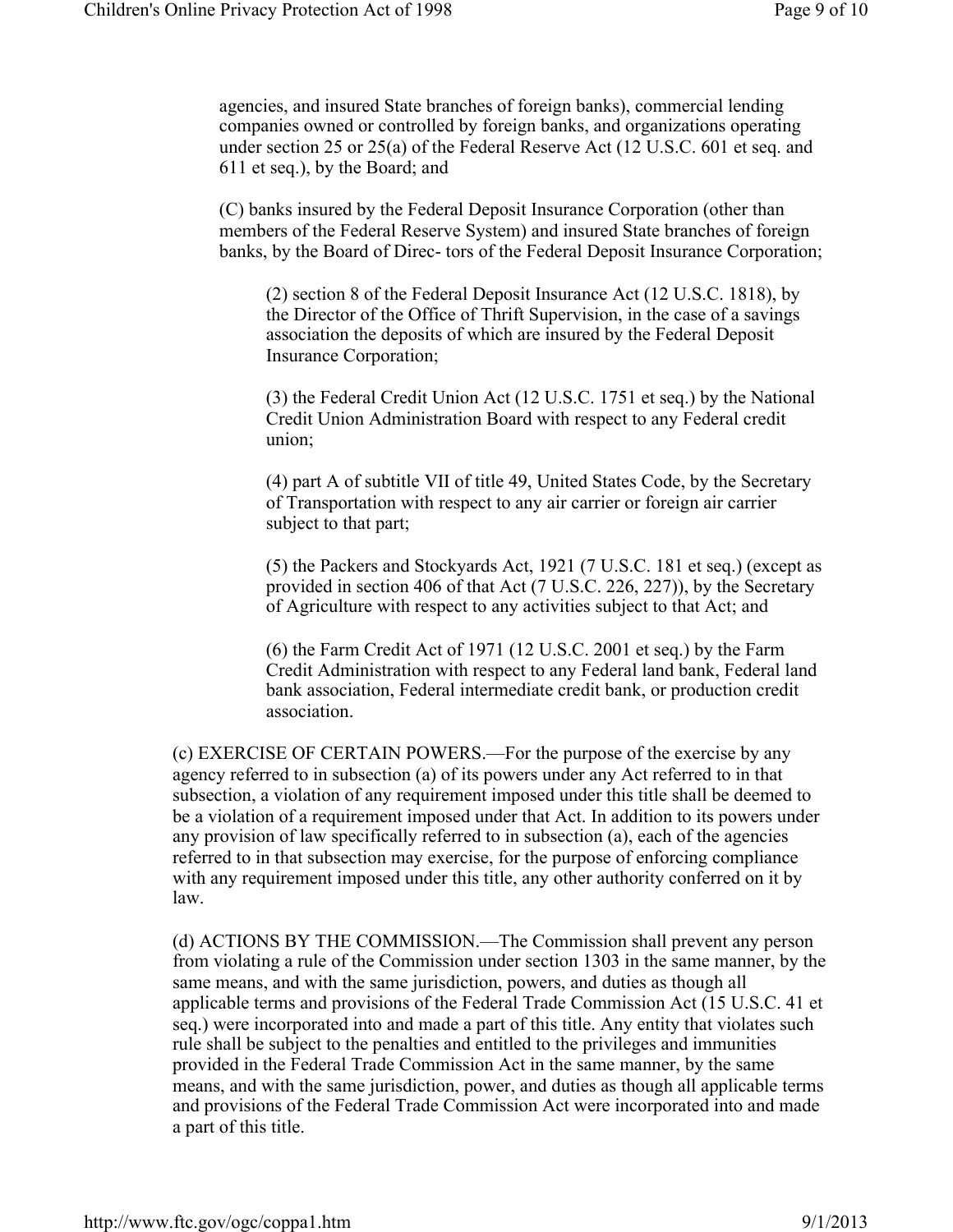agencies, and insured State branches of foreign banks), commercial lending companies owned or controlled by foreign banks, and organizations operating under section 25 or 25(a) of the Federal Reserve Act (12 U.S.C. 601 et seq. and 611 et seq.), by the Board; and

(C) banks insured by the Federal Deposit Insurance Corporation (other than members of the Federal Reserve System) and insured State branches of foreign banks, by the Board of Direc- tors of the Federal Deposit Insurance Corporation;

(2) section 8 of the Federal Deposit Insurance Act (12 U.S.C. 1818), by the Director of the Office of Thrift Supervision, in the case of a savings association the deposits of which are insured by the Federal Deposit Insurance Corporation;

(3) the Federal Credit Union Act (12 U.S.C. 1751 et seq.) by the National Credit Union Administration Board with respect to any Federal credit union;

(4) part A of subtitle VII of title 49, United States Code, by the Secretary of Transportation with respect to any air carrier or foreign air carrier subject to that part;

(5) the Packers and Stockyards Act, 1921 (7 U.S.C. 181 et seq.) (except as provided in section 406 of that Act (7 U.S.C. 226, 227)), by the Secretary of Agriculture with respect to any activities subject to that Act; and

(6) the Farm Credit Act of 1971 (12 U.S.C. 2001 et seq.) by the Farm Credit Administration with respect to any Federal land bank, Federal land bank association, Federal intermediate credit bank, or production credit association.

(c) EXERCISE OF CERTAIN POWERS.—For the purpose of the exercise by any agency referred to in subsection (a) of its powers under any Act referred to in that subsection, a violation of any requirement imposed under this title shall be deemed to be a violation of a requirement imposed under that Act. In addition to its powers under any provision of law specifically referred to in subsection (a), each of the agencies referred to in that subsection may exercise, for the purpose of enforcing compliance with any requirement imposed under this title, any other authority conferred on it by law.

(d) ACTIONS BY THE COMMISSION.—The Commission shall prevent any person from violating a rule of the Commission under section 1303 in the same manner, by the same means, and with the same jurisdiction, powers, and duties as though all applicable terms and provisions of the Federal Trade Commission Act (15 U.S.C. 41 et seq.) were incorporated into and made a part of this title. Any entity that violates such rule shall be subject to the penalties and entitled to the privileges and immunities provided in the Federal Trade Commission Act in the same manner, by the same means, and with the same jurisdiction, power, and duties as though all applicable terms and provisions of the Federal Trade Commission Act were incorporated into and made a part of this title.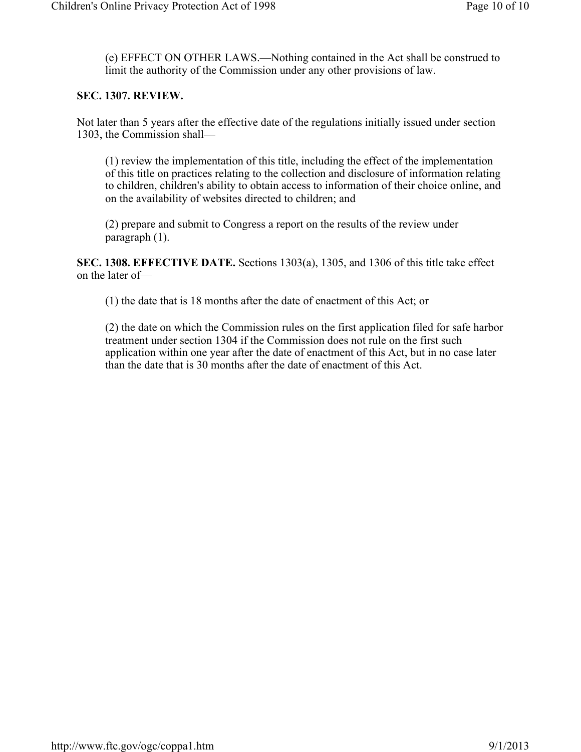(e) EFFECT ON OTHER LAWS.—Nothing contained in the Act shall be construed to limit the authority of the Commission under any other provisions of law.

**SEC. 1307. REVIEW.**

Not later than 5 years after the effective date of the regulations initially issued under section 1303, the Commission shall—

(1) review the implementation of this title, including the effect of the implementation of this title on practices relating to the collection and disclosure of information relating to children, children's ability to obtain access to information of their choice online, and on the availability of websites directed to children; and

(2) prepare and submit to Congress a report on the results of the review under paragraph (1).

**SEC. 1308. EFFECTIVE DATE.** Sections 1303(a), 1305, and 1306 of this title take effect on the later of—

(1) the date that is 18 months after the date of enactment of this Act; or

(2) the date on which the Commission rules on the first application filed for safe harbor treatment under section 1304 if the Commission does not rule on the first such application within one year after the date of enactment of this Act, but in no case later than the date that is 30 months after the date of enactment of this Act.